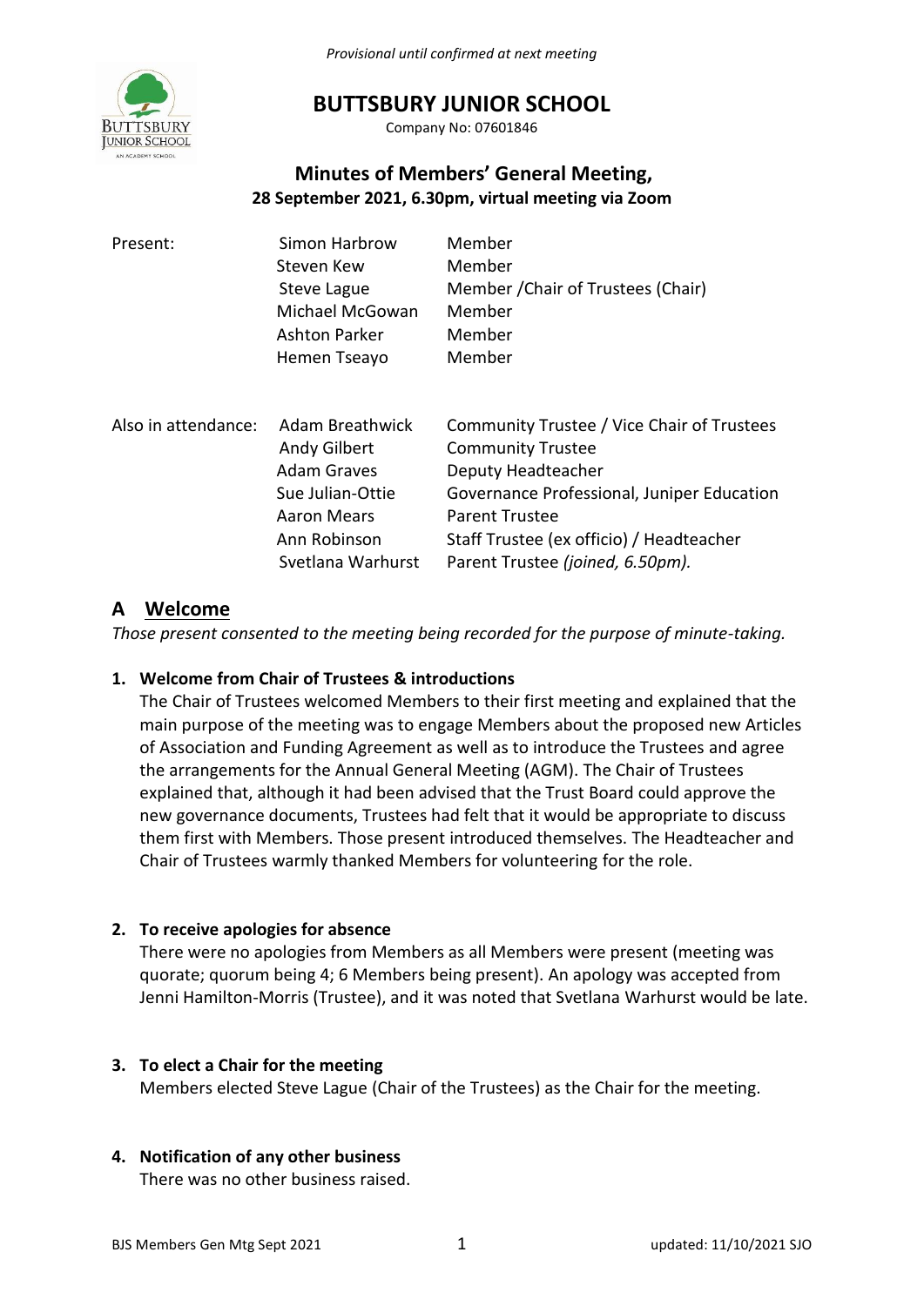*Provisional until confirmed at next meeting*

# BUTTSBURY JUNIOR SCHOOL

Company No: 07601846

## Minutes of Members' General Meeting,
**28 September 2021, 6.30pm, virtual meeting via Zoom**

| | | |
|---|---|---|
| Present: | Simon Harbrow | Member |
| | Steven Kew | Member |
| | Steve Lague | Member /Chair of Trustees (Chair) |
| | Michael McGowan | Member |
| | Ashton Parker | Member |
| | Hemen Tseayo | Member |
| | | |
| Also in attendance: | Adam Breathwick | Community Trustee / Vice Chair of Trustees |
| | Andy Gilbert | Community Trustee |
| | Adam Graves | Deputy Headteacher |
| | Sue Julian-Ottie | Governance Professional, Juniper Education |
| | Aaron Mears | Parent Trustee |
| | Ann Robinson | Staff Trustee (ex officio) / Headteacher |
| | Svetlana Warhurst | Parent Trustee *(joined, 6.50pm).* |

## A Welcome

*Those present consented to the meeting being recorded for the purpose of minute-taking.*

**1. Welcome from Chair of Trustees & introductions**

The Chair of Trustees welcomed Members to their first meeting and explained that the main purpose of the meeting was to engage Members about the proposed new Articles of Association and Funding Agreement as well as to introduce the Trustees and agree the arrangements for the Annual General Meeting (AGM). The Chair of Trustees explained that, although it had been advised that the Trust Board could approve the new governance documents, Trustees had felt that it would be appropriate to discuss them first with Members. Those present introduced themselves. The Headteacher and Chair of Trustees warmly thanked Members for volunteering for the role.

**2. To receive apologies for absence**

There were no apologies from Members as all Members were present (meeting was quorate; quorum being 4; 6 Members being present). An apology was accepted from Jenni Hamilton-Morris (Trustee), and it was noted that Svetlana Warhurst would be late.

**3. To elect a Chair for the meeting**

Members elected Steve Lague (Chair of the Trustees) as the Chair for the meeting.

**4. Notification of any other business**

There was no other business raised.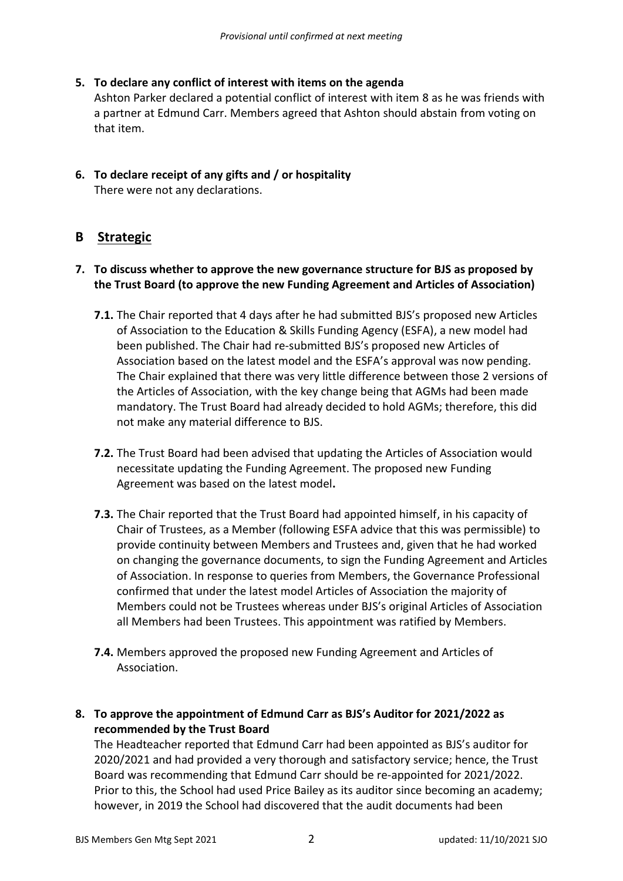**5. To declare any conflict of interest with items on the agenda**

Ashton Parker declared a potential conflict of interest with item 8 as he was friends with a partner at Edmund Carr. Members agreed that Ashton should abstain from voting on that item.

**6. To declare receipt of any gifts and / or hospitality**

There were not any declarations.

## B Strategic

**7. To discuss whether to approve the new governance structure for BJS as proposed by the Trust Board (to approve the new Funding Agreement and Articles of Association)**

**7.1.** The Chair reported that 4 days after he had submitted BJS's proposed new Articles of Association to the Education & Skills Funding Agency (ESFA), a new model had been published. The Chair had re-submitted BJS's proposed new Articles of Association based on the latest model and the ESFA's approval was now pending. The Chair explained that there was very little difference between those 2 versions of the Articles of Association, with the key change being that AGMs had been made mandatory. The Trust Board had already decided to hold AGMs; therefore, this did not make any material difference to BJS.

**7.2.** The Trust Board had been advised that updating the Articles of Association would necessitate updating the Funding Agreement. The proposed new Funding Agreement was based on the latest model**.**

**7.3.** The Chair reported that the Trust Board had appointed himself, in his capacity of Chair of Trustees, as a Member (following ESFA advice that this was permissible) to provide continuity between Members and Trustees and, given that he had worked on changing the governance documents, to sign the Funding Agreement and Articles of Association. In response to queries from Members, the Governance Professional confirmed that under the latest model Articles of Association the majority of Members could not be Trustees whereas under BJS's original Articles of Association all Members had been Trustees. This appointment was ratified by Members.

**7.4.** Members approved the proposed new Funding Agreement and Articles of Association.

**8. To approve the appointment of Edmund Carr as BJS's Auditor for 2021/2022 as recommended by the Trust Board**

The Headteacher reported that Edmund Carr had been appointed as BJS's auditor for 2020/2021 and had provided a very thorough and satisfactory service; hence, the Trust Board was recommending that Edmund Carr should be re-appointed for 2021/2022. Prior to this, the School had used Price Bailey as its auditor since becoming an academy; however, in 2019 the School had discovered that the audit documents had been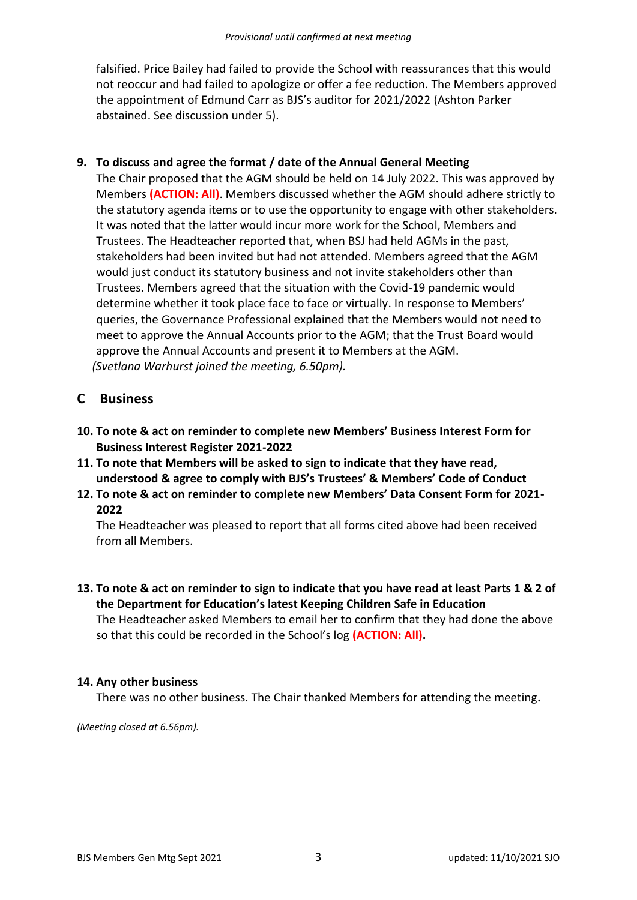falsified. Price Bailey had failed to provide the School with reassurances that this would not reoccur and had failed to apologize or offer a fee reduction. The Members approved the appointment of Edmund Carr as BJS's auditor for 2021/2022 (Ashton Parker abstained. See discussion under 5).

**9. To discuss and agree the format / date of the Annual General Meeting**

The Chair proposed that the AGM should be held on 14 July 2022. This was approved by Members **(ACTION: All)**. Members discussed whether the AGM should adhere strictly to the statutory agenda items or to use the opportunity to engage with other stakeholders. It was noted that the latter would incur more work for the School, Members and Trustees. The Headteacher reported that, when BSJ had held AGMs in the past, stakeholders had been invited but had not attended. Members agreed that the AGM would just conduct its statutory business and not invite stakeholders other than Trustees. Members agreed that the situation with the Covid-19 pandemic would determine whether it took place face to face or virtually. In response to Members' queries, the Governance Professional explained that the Members would not need to meet to approve the Annual Accounts prior to the AGM; that the Trust Board would approve the Annual Accounts and present it to Members at the AGM.

*(Svetlana Warhurst joined the meeting, 6.50pm).*

## C Business

**10. To note & act on reminder to complete new Members' Business Interest Form for Business Interest Register 2021-2022**

**11. To note that Members will be asked to sign to indicate that they have read, understood & agree to comply with BJS's Trustees' & Members' Code of Conduct**

**12. To note & act on reminder to complete new Members' Data Consent Form for 2021-2022**

The Headteacher was pleased to report that all forms cited above had been received from all Members.

**13. To note & act on reminder to sign to indicate that you have read at least Parts 1 & 2 of the Department for Education's latest Keeping Children Safe in Education**

The Headteacher asked Members to email her to confirm that they had done the above so that this could be recorded in the School's log **(ACTION: All).**

**14. Any other business**

There was no other business. The Chair thanked Members for attending the meeting.

*(Meeting closed at 6.56pm).*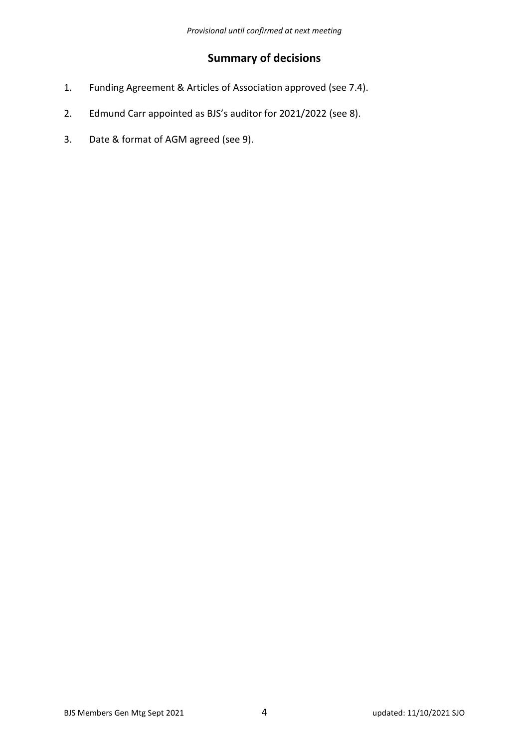## Summary of decisions

1. Funding Agreement & Articles of Association approved (see 7.4).
2. Edmund Carr appointed as BJS's auditor for 2021/2022 (see 8).
3. Date & format of AGM agreed (see 9).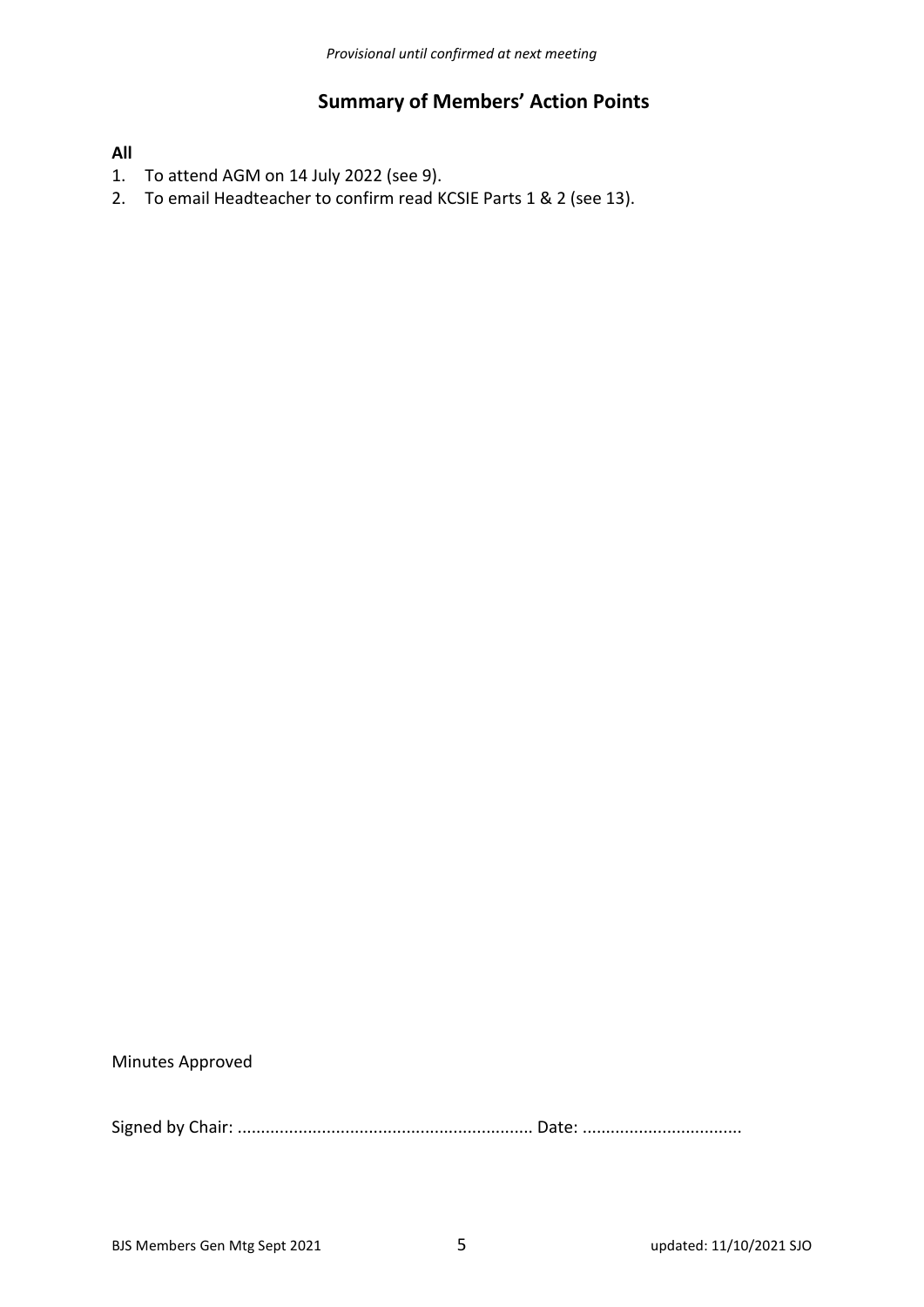*Provisional until confirmed at next meeting*

## Summary of Members' Action Points

**All**

1. To attend AGM on 14 July 2022 (see 9).
2. To email Headteacher to confirm read KCSIE Parts 1 & 2 (see 13).

Minutes Approved

Signed by Chair: ............................................................... Date: .................................